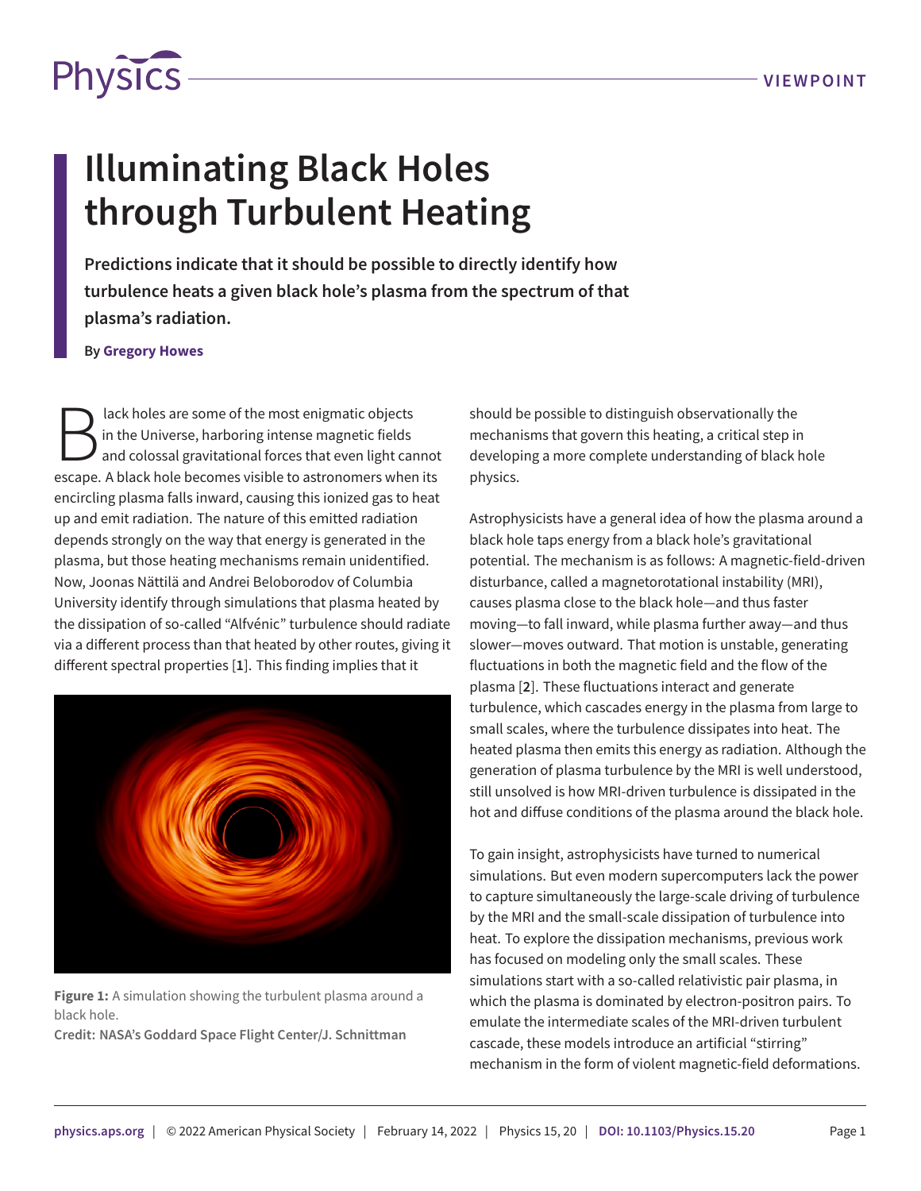# Illuminating Black Holes through Turbulent Heating

**Predictions indicate that it should be possible to directly identify how turbulence heats a given black hole's plasma from the spectrum of that plasma's radiation.**

By **Gregory Howes**

Black holes are some of the most enigmatic objects in the Universe, harboring intense magnetic fields and colossal gravitational forces that even light cannot escape. A black hole becomes visible to astronomers when its encircling plasma falls inward, causing this ionized gas to heat up and emit radiation. The nature of this emitted radiation depends strongly on the way that energy is generated in the plasma, but those heating mechanisms remain unidentified. Now, Joonas Nättilä and Andrei Beloborodov of Columbia University identify through simulations that plasma heated by the dissipation of so-called "Alfvénic" turbulence should radiate via a different process than that heated by other routes, giving it different spectral properties [**1**]. This finding implies that it should be possible to distinguish observationally the mechanisms that govern this heating, a critical step in developing a more complete understanding of black hole physics.

**Figure 1:** A simulation showing the turbulent plasma around a black hole.
**Credit: NASA's Goddard Space Flight Center/J. Schnittman**

Astrophysicists have a general idea of how the plasma around a black hole taps energy from a black hole's gravitational potential. The mechanism is as follows: A magnetic-field-driven disturbance, called a magnetorotational instability (MRI), causes plasma close to the black hole—and thus faster moving—to fall inward, while plasma further away—and thus slower—moves outward. That motion is unstable, generating fluctuations in both the magnetic field and the flow of the plasma [**2**]. These fluctuations interact and generate turbulence, which cascades energy in the plasma from large to small scales, where the turbulence dissipates into heat. The heated plasma then emits this energy as radiation. Although the generation of plasma turbulence by the MRI is well understood, still unsolved is how MRI-driven turbulence is dissipated in the hot and diffuse conditions of the plasma around the black hole.

To gain insight, astrophysicists have turned to numerical simulations. But even modern supercomputers lack the power to capture simultaneously the large-scale driving of turbulence by the MRI and the small-scale dissipation of turbulence into heat. To explore the dissipation mechanisms, previous work has focused on modeling only the small scales. These simulations start with a so-called relativistic pair plasma, in which the plasma is dominated by electron-positron pairs. To emulate the intermediate scales of the MRI-driven turbulent cascade, these models introduce an artificial "stirring" mechanism in the form of violent magnetic-field deformations.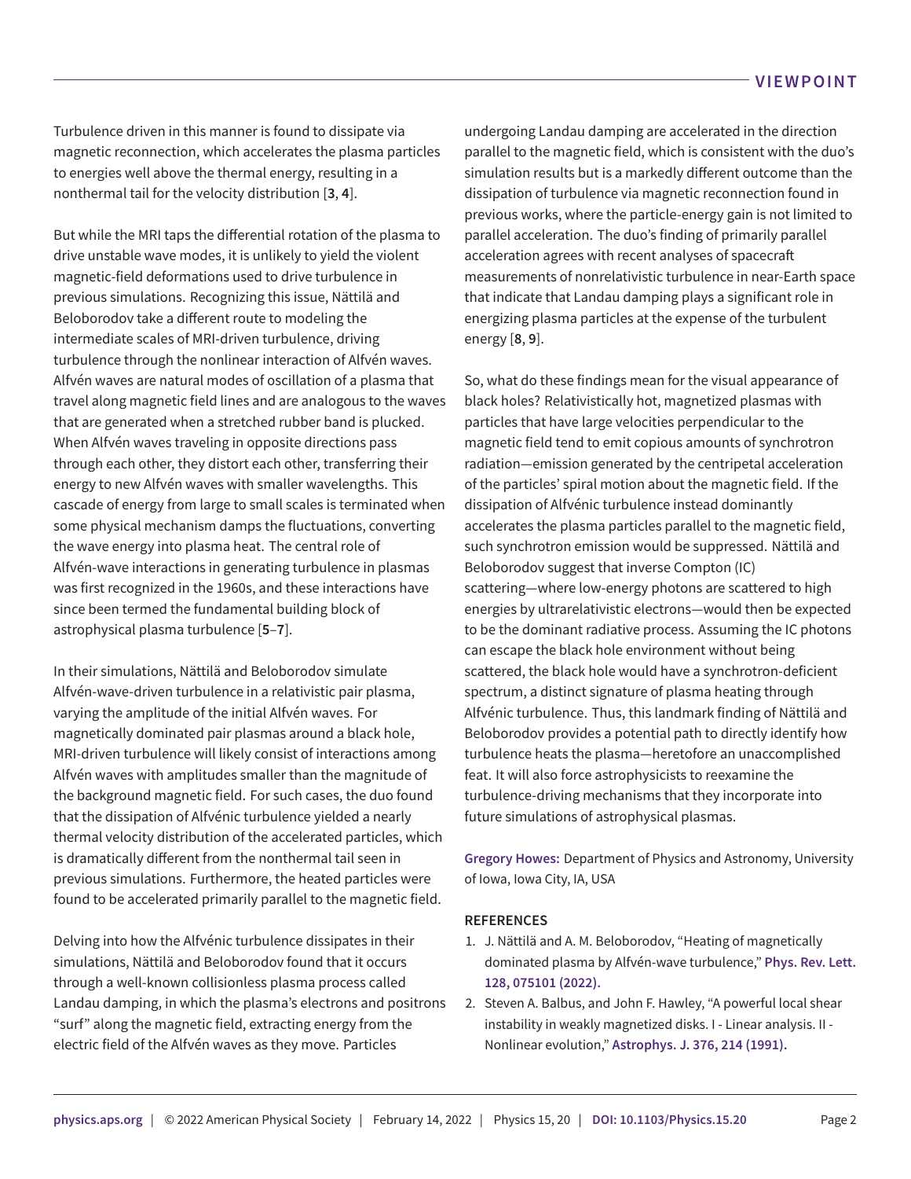Turbulence driven in this manner is found to dissipate via magnetic reconnection, which accelerates the plasma particles to energies well above the thermal energy, resulting in a nonthermal tail for the velocity distribution [**3**, **4**].

But while the MRI taps the differential rotation of the plasma to drive unstable wave modes, it is unlikely to yield the violent magnetic-field deformations used to drive turbulence in previous simulations. Recognizing this issue, Nättilä and Beloborodov take a different route to modeling the intermediate scales of MRI-driven turbulence, driving turbulence through the nonlinear interaction of Alfvén waves. Alfvén waves are natural modes of oscillation of a plasma that travel along magnetic field lines and are analogous to the waves that are generated when a stretched rubber band is plucked. When Alfvén waves traveling in opposite directions pass through each other, they distort each other, transferring their energy to new Alfvén waves with smaller wavelengths. This cascade of energy from large to small scales is terminated when some physical mechanism damps the fluctuations, converting the wave energy into plasma heat. The central role of Alfvén-wave interactions in generating turbulence in plasmas was first recognized in the 1960s, and these interactions have since been termed the fundamental building block of astrophysical plasma turbulence [**5**–**7**].

In their simulations, Nättilä and Beloborodov simulate Alfvén-wave-driven turbulence in a relativistic pair plasma, varying the amplitude of the initial Alfvén waves. For magnetically dominated pair plasmas around a black hole, MRI-driven turbulence will likely consist of interactions among Alfvén waves with amplitudes smaller than the magnitude of the background magnetic field. For such cases, the duo found that the dissipation of Alfvénic turbulence yielded a nearly thermal velocity distribution of the accelerated particles, which is dramatically different from the nonthermal tail seen in previous simulations. Furthermore, the heated particles were found to be accelerated primarily parallel to the magnetic field.

Delving into how the Alfvénic turbulence dissipates in their simulations, Nättilä and Beloborodov found that it occurs through a well-known collisionless plasma process called Landau damping, in which the plasma's electrons and positrons "surf" along the magnetic field, extracting energy from the electric field of the Alfvén waves as they move. Particles undergoing Landau damping are accelerated in the direction parallel to the magnetic field, which is consistent with the duo's simulation results but is a markedly different outcome than the dissipation of turbulence via magnetic reconnection found in previous works, where the particle-energy gain is not limited to parallel acceleration. The duo's finding of primarily parallel acceleration agrees with recent analyses of spacecraft measurements of nonrelativistic turbulence in near-Earth space that indicate that Landau damping plays a significant role in energizing plasma particles at the expense of the turbulent energy [**8**, **9**].

So, what do these findings mean for the visual appearance of black holes? Relativistically hot, magnetized plasmas with particles that have large velocities perpendicular to the magnetic field tend to emit copious amounts of synchrotron radiation—emission generated by the centripetal acceleration of the particles' spiral motion about the magnetic field. If the dissipation of Alfvénic turbulence instead dominantly accelerates the plasma particles parallel to the magnetic field, such synchrotron emission would be suppressed. Nättilä and Beloborodov suggest that inverse Compton (IC) scattering—where low-energy photons are scattered to high energies by ultrarelativistic electrons—would then be expected to be the dominant radiative process. Assuming the IC photons can escape the black hole environment without being scattered, the black hole would have a synchrotron-deficient spectrum, a distinct signature of plasma heating through Alfvénic turbulence. Thus, this landmark finding of Nättilä and Beloborodov provides a potential path to directly identify how turbulence heats the plasma—heretofore an unaccomplished feat. It will also force astrophysicists to reexamine the turbulence-driving mechanisms that they incorporate into future simulations of astrophysical plasmas.

**Gregory Howes:** Department of Physics and Astronomy, University of Iowa, Iowa City, IA, USA

## REFERENCES

1. J. Nättilä and A. M. Beloborodov, "Heating of magnetically dominated plasma by Alfvén-wave turbulence," **Phys. Rev. Lett. 128, 075101 (2022).**
2. Steven A. Balbus, and John F. Hawley, "A powerful local shear instability in weakly magnetized disks. I - Linear analysis. II - Nonlinear evolution," **Astrophys. J. 376, 214 (1991).**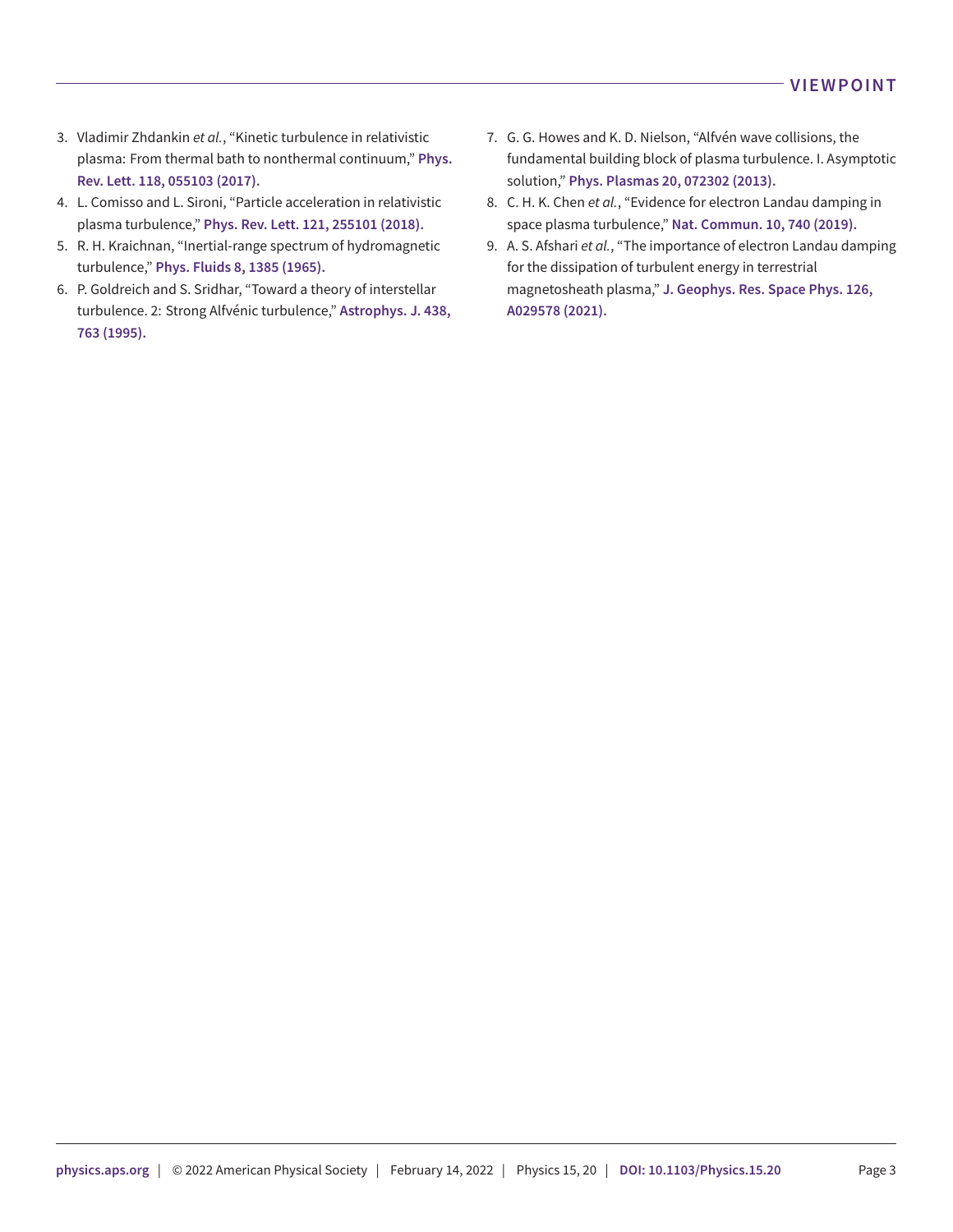3. Vladimir Zhdankin *et al.*, "Kinetic turbulence in relativistic plasma: From thermal bath to nonthermal continuum," **Phys. Rev. Lett. 118, 055103 (2017).**
4. L. Comisso and L. Sironi, "Particle acceleration in relativistic plasma turbulence," **Phys. Rev. Lett. 121, 255101 (2018).**
5. R. H. Kraichnan, "Inertial-range spectrum of hydromagnetic turbulence," **Phys. Fluids 8, 1385 (1965).**
6. P. Goldreich and S. Sridhar, "Toward a theory of interstellar turbulence. 2: Strong Alfvénic turbulence," **Astrophys. J. 438, 763 (1995).**
7. G. G. Howes and K. D. Nielson, "Alfvén wave collisions, the fundamental building block of plasma turbulence. I. Asymptotic solution," **Phys. Plasmas 20, 072302 (2013).**
8. C. H. K. Chen *et al.*, "Evidence for electron Landau damping in space plasma turbulence," **Nat. Commun. 10, 740 (2019).**
9. A. S. Afshari *et al.*, "The importance of electron Landau damping for the dissipation of turbulent energy in terrestrial magnetosheath plasma," **J. Geophys. Res. Space Phys. 126, A029578 (2021).**